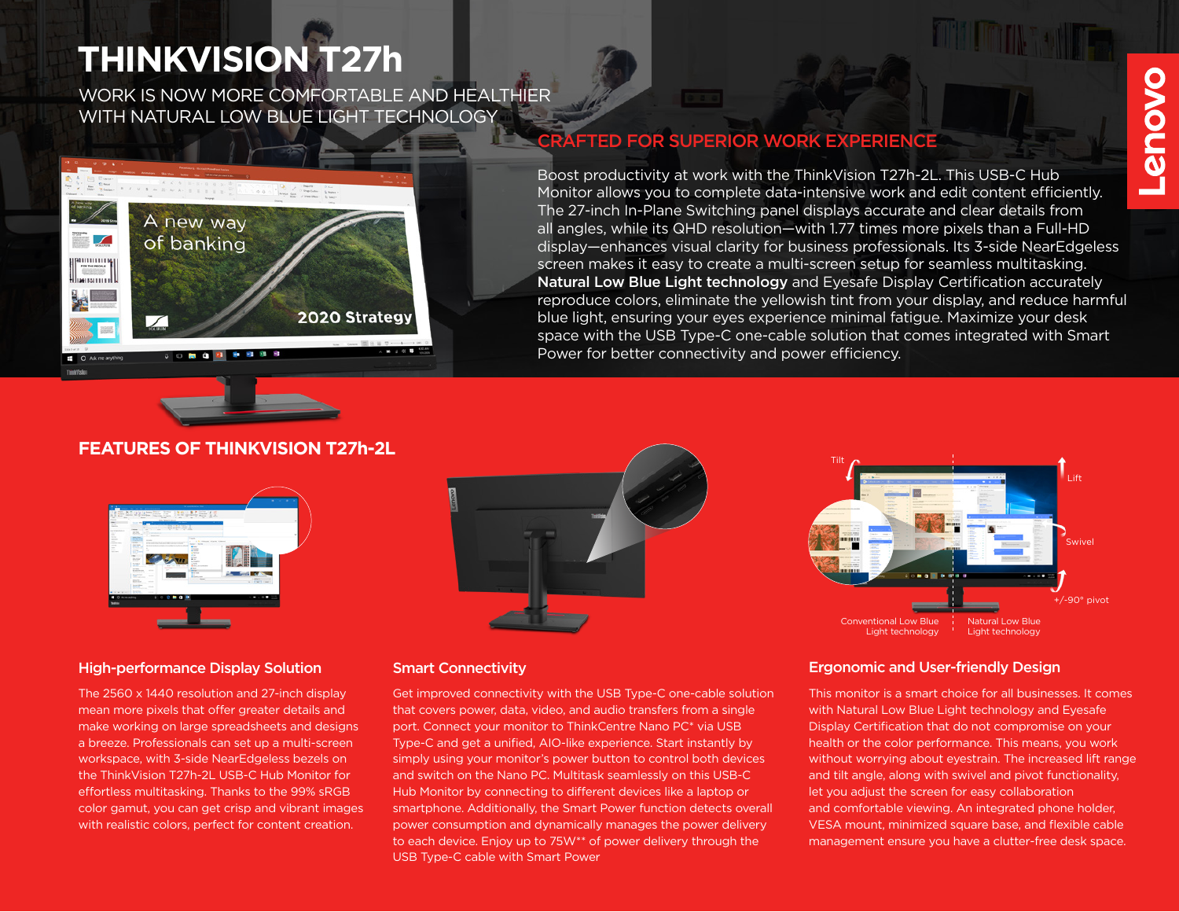# THINKVISION T27h

WORK IS NOW MORE COMFORTABLE AND HEALTHIER WITH NATURAL LOW BLUE LIGHT TECHNOLOGY

## CRAFTED FOR SUPERIOR WORK EXPERIENCE

Boost productivity at work with the ThinkVision T27h-2L. This USB-C Hub Monitor allows you to complete data-intensive work and edit content efficiently. The 27-inch In-Plane Switching panel displays accurate and clear details from all angles, while its QHD resolution—with 1.77 times more pixels than a Full-HD display—enhances visual clarity for business professionals. Its 3-side NearEdgeless screen makes it easy to create a multi-screen setup for seamless multitasking. **Natural Low Blue Light technology** and Eyesafe Display Certification accurately reproduce colors, eliminate the yellowish tint from your display, and reduce harmful blue light, ensuring your eyes experience minimal fatigue. Maximize your desk space with the USB Type-C one-cable solution that comes integrated with Smart Power for better connectivity and power efficiency.

## FEATURES OF THINKVISION T27h-2L

### High-performance Display Solution

The 2560 x 1440 resolution and 27-inch display mean more pixels that offer greater details and make working on large spreadsheets and designs a breeze. Professionals can set up a multi-screen workspace, with 3-side NearEdgeless bezels on the ThinkVision T27h-2L USB-C Hub Monitor for effortless multitasking. Thanks to the 99% sRGB color gamut, you can get crisp and vibrant images with realistic colors, perfect for content creation.

### Smart Connectivity

Get improved connectivity with the USB Type-C one-cable solution that covers power, data, video, and audio transfers from a single port. Connect your monitor to ThinkCentre Nano PC* via USB Type-C and get a unified, AIO-like experience. Start instantly by simply using your monitor's power button to control both devices and switch on the Nano PC. Multitask seamlessly on this USB-C Hub Monitor by connecting to different devices like a laptop or smartphone. Additionally, the Smart Power function detects overall power consumption and dynamically manages the power delivery to each device. Enjoy up to 75W** of power delivery through the USB Type-C cable with Smart Power

### Ergonomic and User-friendly Design

Tilt · Lift · Swivel · +/-90° pivot

Conventional Low Blue Light technology | Natural Low Blue Light technology

This monitor is a smart choice for all businesses. It comes with Natural Low Blue Light technology and Eyesafe Display Certification that do not compromise on your health or the color performance. This means, you work without worrying about eyestrain. The increased lift range and tilt angle, along with swivel and pivot functionality, let you adjust the screen for easy collaboration and comfortable viewing. An integrated phone holder, VESA mount, minimized square base, and flexible cable management ensure you have a clutter-free desk space.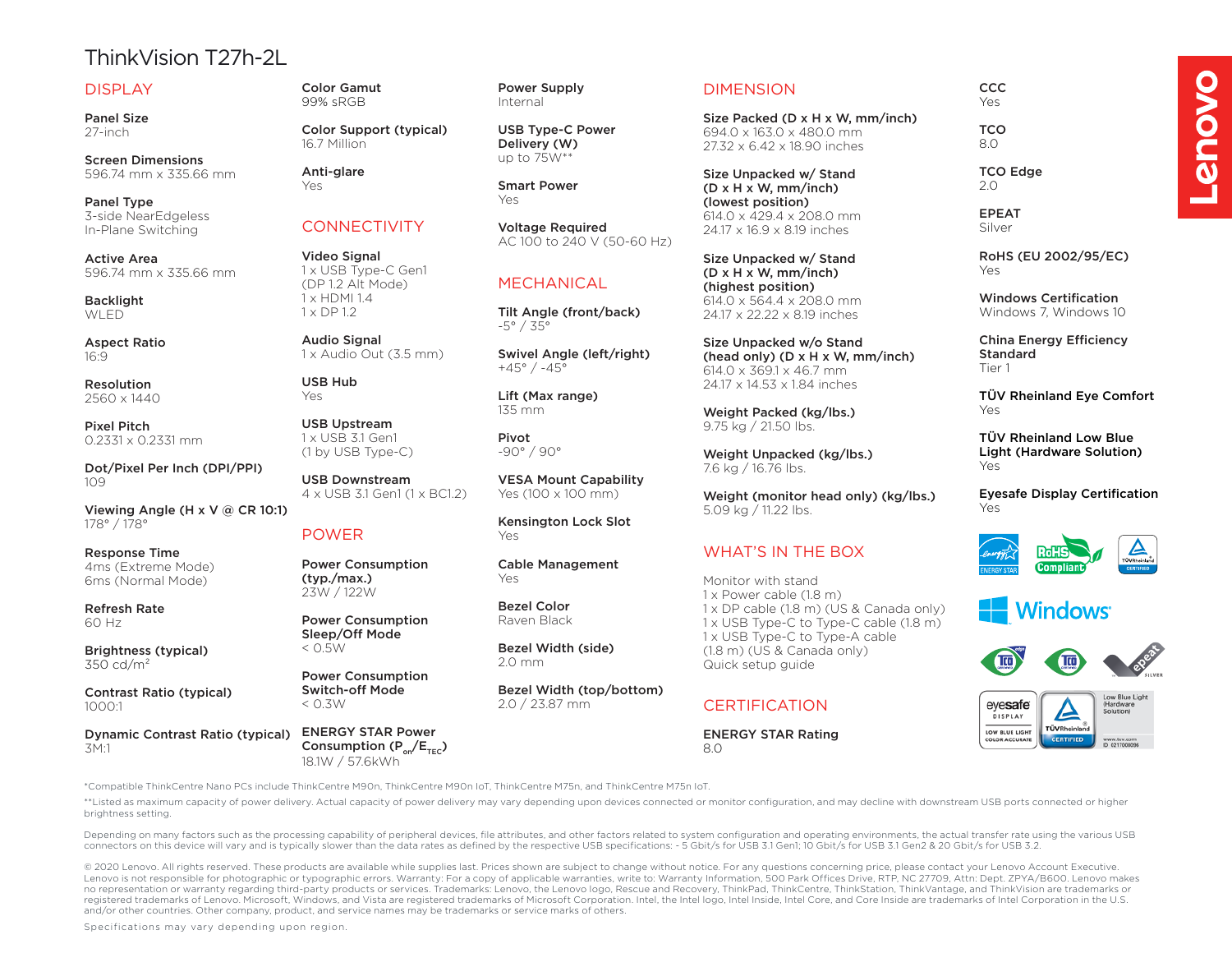# ThinkVision T27h-2L

## DISPLAY

**Panel Size**
27-inch

**Screen Dimensions**
596.74 mm x 335.66 mm

**Panel Type**
3-side NearEdgeless
In-Plane Switching

**Active Area**
596.74 mm x 335.66 mm

**Backlight**
WLED

**Aspect Ratio**
16:9

**Resolution**
2560 x 1440

**Pixel Pitch**
0.2331 x 0.2331 mm

**Dot/Pixel Per Inch (DPI/PPI)**
109

**Viewing Angle (H x V @ CR 10:1)**
178° / 178°

**Response Time**
4ms (Extreme Mode)
6ms (Normal Mode)

**Refresh Rate**
60 Hz

**Brightness (typical)**
350 cd/m²

**Contrast Ratio (typical)**
1000:1

**Dynamic Contrast Ratio (typical)**
3M:1

**Color Gamut**
99% sRGB

**Color Support (typical)**
16.7 Million

**Anti-glare**
Yes

## CONNECTIVITY

**Video Signal**
1 x USB Type-C Gen1
(DP 1.2 Alt Mode)
1 x HDMI 1.4
1 x DP 1.2

**Audio Signal**
1 x Audio Out (3.5 mm)

**USB Hub**
Yes

**USB Upstream**
1 x USB 3.1 Gen1
(1 by USB Type-C)

**USB Downstream**
4 x USB 3.1 Gen1 (1 x BC1.2)

## POWER

**Power Consumption (typ./max.)**
23W / 122W

**Power Consumption Sleep/Off Mode**
< 0.5W

**Power Consumption Switch-off Mode**
< 0.3W

**ENERGY STAR Power Consumption ($P_{on}$/$E_{TEC}$)**
18.1W / 57.6kWh

**Power Supply**
Internal

**USB Type-C Power Delivery (W)**
up to 75W**

**Smart Power**
Yes

**Voltage Required**
AC 100 to 240 V (50-60 Hz)

## MECHANICAL

**Tilt Angle (front/back)**
-5° / 35°

**Swivel Angle (left/right)**
+45° / -45°

**Lift (Max range)**
135 mm

**Pivot**
-90° / 90°

**VESA Mount Capability**
Yes (100 x 100 mm)

**Kensington Lock Slot**
Yes

**Cable Management**
Yes

**Bezel Color**
Raven Black

**Bezel Width (side)**
2.0 mm

**Bezel Width (top/bottom)**
2.0 / 23.87 mm

## DIMENSION

**Size Packed (D x H x W, mm/inch)**
694.0 x 163.0 x 480.0 mm
27.32 x 6.42 x 18.90 inches

**Size Unpacked w/ Stand (D x H x W, mm/inch) (lowest position)**
614.0 x 429.4 x 208.0 mm
24.17 x 16.9 x 8.19 inches

**Size Unpacked w/ Stand (D x H x W, mm/inch) (highest position)**
614.0 x 564.4 x 208.0 mm
24.17 x 22.22 x 8.19 inches

**Size Unpacked w/o Stand (head only) (D x H x W, mm/inch)**
614.0 x 369.1 x 46.7 mm
24.17 x 14.53 x 1.84 inches

**Weight Packed (kg/lbs.)**
9.75 kg / 21.50 lbs.

**Weight Unpacked (kg/lbs.)**
7.6 kg / 16.76 lbs.

**Weight (monitor head only) (kg/lbs.)**
5.09 kg / 11.22 lbs.

## WHAT'S IN THE BOX

Monitor with stand
1 x Power cable (1.8 m)
1 x DP cable (1.8 m) (US & Canada only)
1 x USB Type-C to Type-C cable (1.8 m)
1 x USB Type-C to Type-A cable
(1.8 m) (US & Canada only)
Quick setup guide

## CERTIFICATION

**ENERGY STAR Rating**
8.0

**CCC**
Yes

**TCO**
8.0

**TCO Edge**
2.0

**EPEAT**
Silver

**RoHS (EU 2002/95/EC)**
Yes

**Windows Certification**
Windows 7, Windows 10

**China Energy Efficiency Standard**
Tier 1

**TÜV Rheinland Eye Comfort**
Yes

**TÜV Rheinland Low Blue Light (Hardware Solution)**
Yes

**Eyesafe Display Certification**
Yes

*Compatible ThinkCentre Nano PCs include ThinkCentre M90n, ThinkCentre M90n IoT, ThinkCentre M75n, and ThinkCentre M75n IoT.

**Listed as maximum capacity of power delivery. Actual capacity of power delivery may vary depending upon devices connected or monitor configuration, and may decline with downstream USB ports connected or higher brightness setting.

Depending on many factors such as the processing capability of peripheral devices, file attributes, and other factors related to system configuration and operating environments, the actual transfer rate using the various USB connectors on this device will vary and is typically slower than the data rates as defined by the respective USB specifications: - 5 Gbit/s for USB 3.1 Gen1; 10 Gbit/s for USB 3.1 Gen2 & 20 Gbit/s for USB 3.2.

© 2020 Lenovo. All rights reserved. These products are available while supplies last. Prices shown are subject to change without notice. For any questions concerning price, please contact your Lenovo Account Executive. Lenovo is not responsible for photographic or typographic errors. Warranty: For a copy of applicable warranties, write to: Warranty Information, 500 Park Offices Drive, RTP, NC 27709, Attn: Dept. ZPYA/B600. Lenovo makes no representation or warranty regarding third-party products or services. Trademarks: Lenovo, the Lenovo logo, Rescue and Recovery, ThinkPad, ThinkCentre, ThinkStation, ThinkVantage, and ThinkVision are trademarks or registered trademarks of Lenovo. Microsoft, Windows, and Vista are registered trademarks of Microsoft Corporation. Intel, the Intel logo, Intel Inside, Intel Core, and Core Inside are trademarks of Intel Corporation in the U.S. and/or other countries. Other company, product, and service names may be trademarks or service marks of others.

Specifications may vary depending upon region.